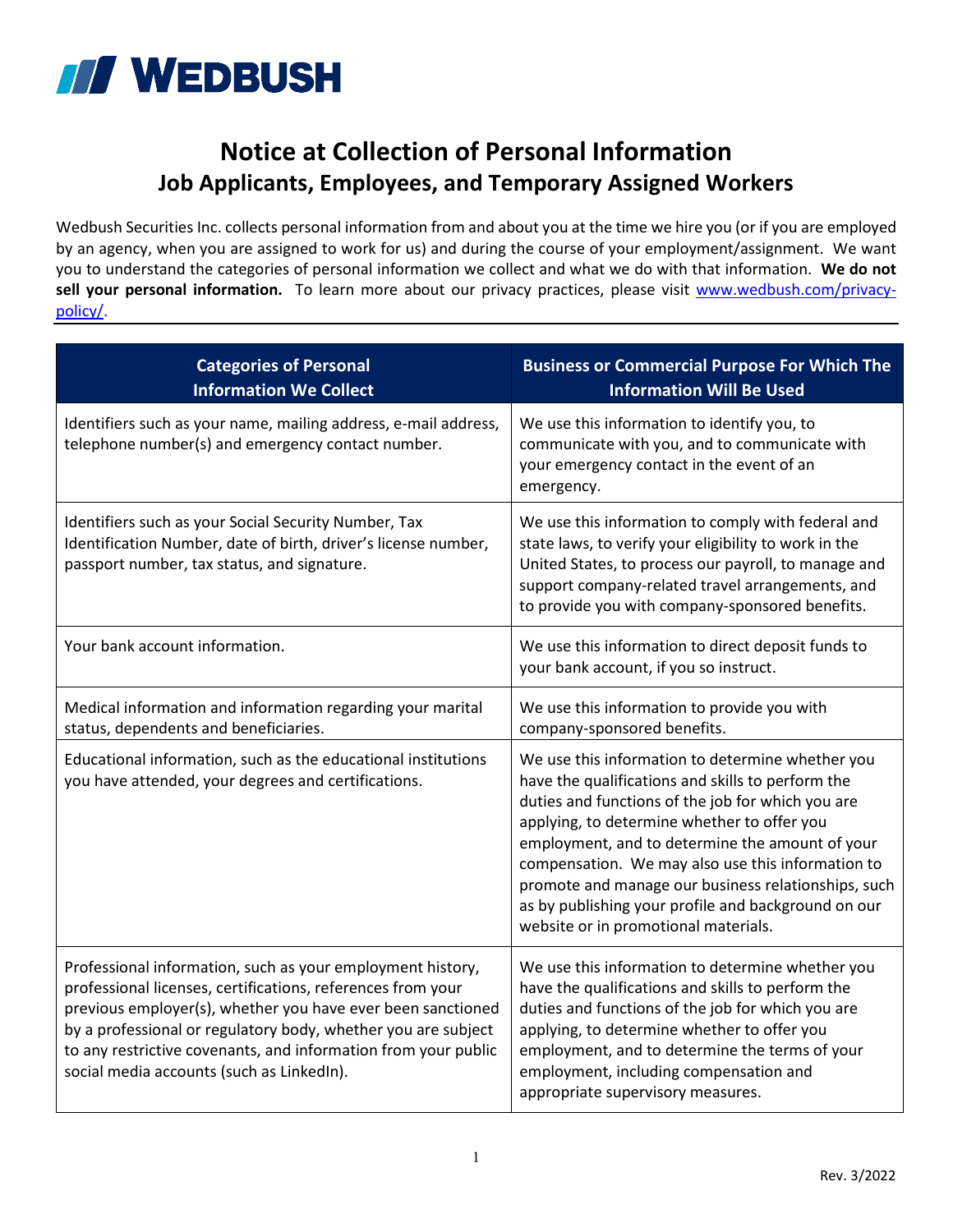# Notice at Collection of Personal Information
## Job Applicants, Employees, and Temporary Assigned Workers

Wedbush Securities Inc. collects personal information from and about you at the time we hire you (or if you are employed by an agency, when you are assigned to work for us) and during the course of your employment/assignment. We want you to understand the categories of personal information we collect and what we do with that information. **We do not sell your personal information.** To learn more about our privacy practices, please visit [www.wedbush.com/privacy-policy/](www.wedbush.com/privacy-policy/).

| Categories of Personal Information We Collect | Business or Commercial Purpose For Which The Information Will Be Used |
| --- | --- |
| Identifiers such as your name, mailing address, e-mail address, telephone number(s) and emergency contact number. | We use this information to identify you, to communicate with you, and to communicate with your emergency contact in the event of an emergency. |
| Identifiers such as your Social Security Number, Tax Identification Number, date of birth, driver's license number, passport number, tax status, and signature. | We use this information to comply with federal and state laws, to verify your eligibility to work in the United States, to process our payroll, to manage and support company-related travel arrangements, and to provide you with company-sponsored benefits. |
| Your bank account information. | We use this information to direct deposit funds to your bank account, if you so instruct. |
| Medical information and information regarding your marital status, dependents and beneficiaries. | We use this information to provide you with company-sponsored benefits. |
| Educational information, such as the educational institutions you have attended, your degrees and certifications. | We use this information to determine whether you have the qualifications and skills to perform the duties and functions of the job for which you are applying, to determine whether to offer you employment, and to determine the amount of your compensation. We may also use this information to promote and manage our business relationships, such as by publishing your profile and background on our website or in promotional materials. |
| Professional information, such as your employment history, professional licenses, certifications, references from your previous employer(s), whether you have ever been sanctioned by a professional or regulatory body, whether you are subject to any restrictive covenants, and information from your public social media accounts (such as LinkedIn). | We use this information to determine whether you have the qualifications and skills to perform the duties and functions of the job for which you are applying, to determine whether to offer you employment, and to determine the terms of your employment, including compensation and appropriate supervisory measures. |

Rev. 3/2022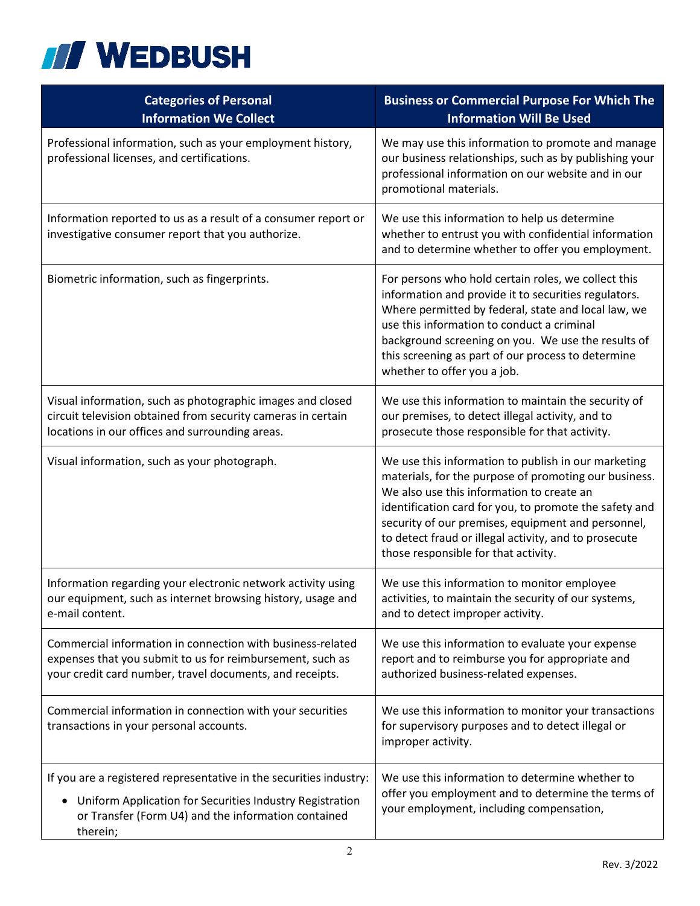| Categories of Personal Information We Collect | Business or Commercial Purpose For Which The Information Will Be Used |
|---|---|
| Professional information, such as your employment history, professional licenses, and certifications. | We may use this information to promote and manage our business relationships, such as by publishing your professional information on our website and in our promotional materials. |
| Information reported to us as a result of a consumer report or investigative consumer report that you authorize. | We use this information to help us determine whether to entrust you with confidential information and to determine whether to offer you employment. |
| Biometric information, such as fingerprints. | For persons who hold certain roles, we collect this information and provide it to securities regulators. Where permitted by federal, state and local law, we use this information to conduct a criminal background screening on you. We use the results of this screening as part of our process to determine whether to offer you a job. |
| Visual information, such as photographic images and closed circuit television obtained from security cameras in certain locations in our offices and surrounding areas. | We use this information to maintain the security of our premises, to detect illegal activity, and to prosecute those responsible for that activity. |
| Visual information, such as your photograph. | We use this information to publish in our marketing materials, for the purpose of promoting our business. We also use this information to create an identification card for you, to promote the safety and security of our premises, equipment and personnel, to detect fraud or illegal activity, and to prosecute those responsible for that activity. |
| Information regarding your electronic network activity using our equipment, such as internet browsing history, usage and e-mail content. | We use this information to monitor employee activities, to maintain the security of our systems, and to detect improper activity. |
| Commercial information in connection with business-related expenses that you submit to us for reimbursement, such as your credit card number, travel documents, and receipts. | We use this information to evaluate your expense report and to reimburse you for appropriate and authorized business-related expenses. |
| Commercial information in connection with your securities transactions in your personal accounts. | We use this information to monitor your transactions for supervisory purposes and to detect illegal or improper activity. |
| If you are a registered representative in the securities industry:<br>• Uniform Application for Securities Industry Registration or Transfer (Form U4) and the information contained therein; | We use this information to determine whether to offer you employment and to determine the terms of your employment, including compensation, |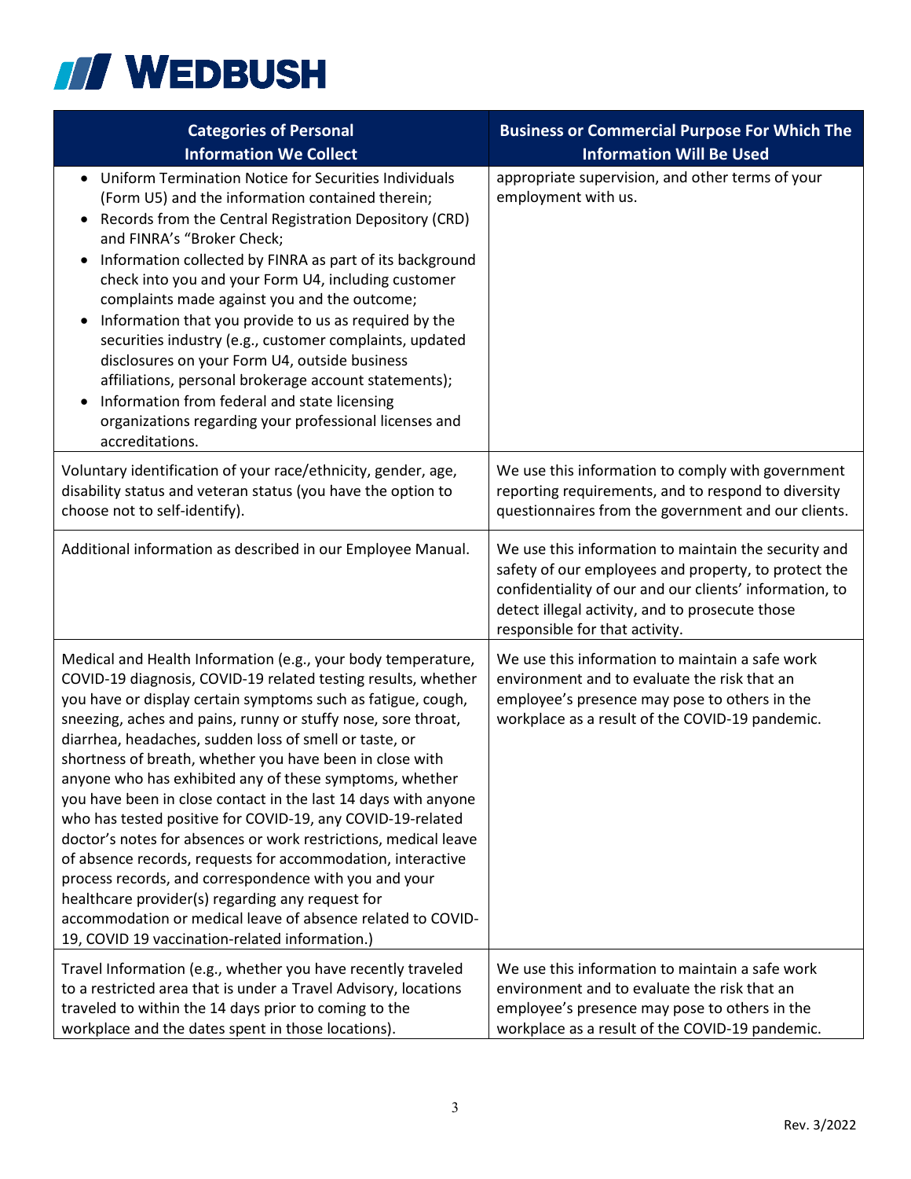| Categories of Personal Information We Collect | Business or Commercial Purpose For Which The Information Will Be Used |
|---|---|
| • Uniform Termination Notice for Securities Individuals (Form U5) and the information contained therein;<br>• Records from the Central Registration Depository (CRD) and FINRA's "Broker Check;<br>• Information collected by FINRA as part of its background check into you and your Form U4, including customer complaints made against you and the outcome;<br>• Information that you provide to us as required by the securities industry (e.g., customer complaints, updated disclosures on your Form U4, outside business affiliations, personal brokerage account statements);<br>• Information from federal and state licensing organizations regarding your professional licenses and accreditations. | appropriate supervision, and other terms of your employment with us. |
| Voluntary identification of your race/ethnicity, gender, age, disability status and veteran status (you have the option to choose not to self-identify). | We use this information to comply with government reporting requirements, and to respond to diversity questionnaires from the government and our clients. |
| Additional information as described in our Employee Manual. | We use this information to maintain the security and safety of our employees and property, to protect the confidentiality of our and our clients' information, to detect illegal activity, and to prosecute those responsible for that activity. |
| Medical and Health Information (e.g., your body temperature, COVID-19 diagnosis, COVID-19 related testing results, whether you have or display certain symptoms such as fatigue, cough, sneezing, aches and pains, runny or stuffy nose, sore throat, diarrhea, headaches, sudden loss of smell or taste, or shortness of breath, whether you have been in close with anyone who has exhibited any of these symptoms, whether you have been in close contact in the last 14 days with anyone who has tested positive for COVID-19, any COVID-19-related doctor's notes for absences or work restrictions, medical leave of absence records, requests for accommodation, interactive process records, and correspondence with you and your healthcare provider(s) regarding any request for accommodation or medical leave of absence related to COVID-19, COVID 19 vaccination-related information.) | We use this information to maintain a safe work environment and to evaluate the risk that an employee's presence may pose to others in the workplace as a result of the COVID-19 pandemic. |
| Travel Information (e.g., whether you have recently traveled to a restricted area that is under a Travel Advisory, locations traveled to within the 14 days prior to coming to the workplace and the dates spent in those locations). | We use this information to maintain a safe work environment and to evaluate the risk that an employee's presence may pose to others in the workplace as a result of the COVID-19 pandemic. |

Rev. 3/2022